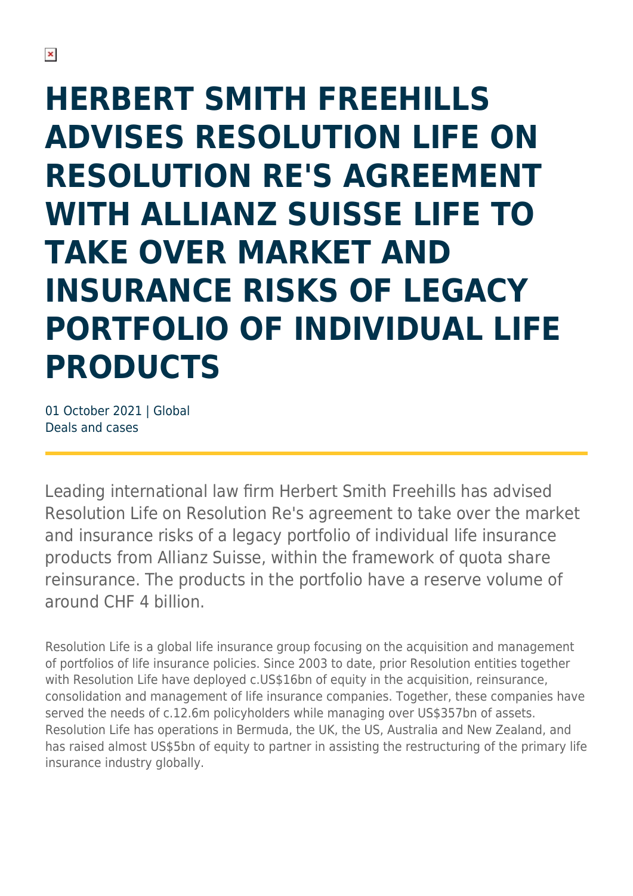# HERBERT SMITH FREEHILLS ADVISES RESOLUTION LIFE ON RESOLUTION RE'S AGREEMENT WITH ALLIANZ SUISSE LIFE TO TAKE OVER MARKET AND INSURANCE RISKS OF LEGACY PORTFOLIO OF INDIVIDUAL LIFE PRODUCTS

01 October 2021 | Global
Deals and cases

Leading international law firm Herbert Smith Freehills has advised Resolution Life on Resolution Re's agreement to take over the market and insurance risks of a legacy portfolio of individual life insurance products from Allianz Suisse, within the framework of quota share reinsurance. The products in the portfolio have a reserve volume of around CHF 4 billion.

Resolution Life is a global life insurance group focusing on the acquisition and management of portfolios of life insurance policies. Since 2003 to date, prior Resolution entities together with Resolution Life have deployed c.US$16bn of equity in the acquisition, reinsurance, consolidation and management of life insurance companies. Together, these companies have served the needs of c.12.6m policyholders while managing over US$357bn of assets. Resolution Life has operations in Bermuda, the UK, the US, Australia and New Zealand, and has raised almost US$5bn of equity to partner in assisting the restructuring of the primary life insurance industry globally.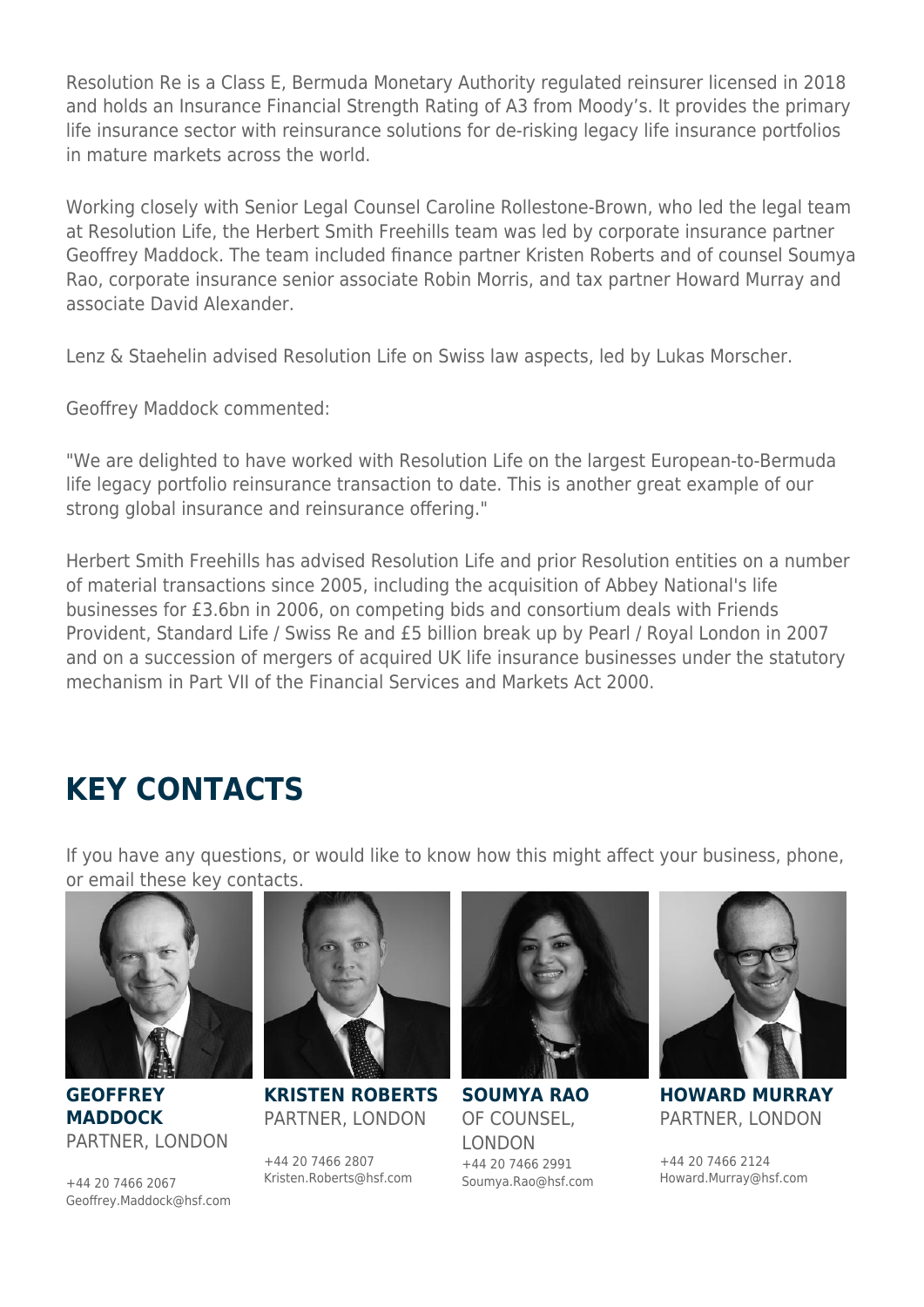Resolution Re is a Class E, Bermuda Monetary Authority regulated reinsurer licensed in 2018 and holds an Insurance Financial Strength Rating of A3 from Moody's. It provides the primary life insurance sector with reinsurance solutions for de-risking legacy life insurance portfolios in mature markets across the world.

Working closely with Senior Legal Counsel Caroline Rollestone-Brown, who led the legal team at Resolution Life, the Herbert Smith Freehills team was led by corporate insurance partner Geoffrey Maddock. The team included finance partner Kristen Roberts and of counsel Soumya Rao, corporate insurance senior associate Robin Morris, and tax partner Howard Murray and associate David Alexander.

Lenz & Staehelin advised Resolution Life on Swiss law aspects, led by Lukas Morscher.

Geoffrey Maddock commented:

"We are delighted to have worked with Resolution Life on the largest European-to-Bermuda life legacy portfolio reinsurance transaction to date. This is another great example of our strong global insurance and reinsurance offering."

Herbert Smith Freehills has advised Resolution Life and prior Resolution entities on a number of material transactions since 2005, including the acquisition of Abbey National's life businesses for £3.6bn in 2006, on competing bids and consortium deals with Friends Provident, Standard Life / Swiss Re and £5 billion break up by Pearl / Royal London in 2007 and on a succession of mergers of acquired UK life insurance businesses under the statutory mechanism in Part VII of the Financial Services and Markets Act 2000.

## KEY CONTACTS

If you have any questions, or would like to know how this might affect your business, phone, or email these key contacts.

**GEOFFREY MADDOCK**
PARTNER, LONDON

+44 20 7466 2067
Geoffrey.Maddock@hsf.com

**KRISTEN ROBERTS**
PARTNER, LONDON

+44 20 7466 2807
Kristen.Roberts@hsf.com

**SOUMYA RAO**
OF COUNSEL, LONDON

+44 20 7466 2991
Soumya.Rao@hsf.com

**HOWARD MURRAY**
PARTNER, LONDON

+44 20 7466 2124
Howard.Murray@hsf.com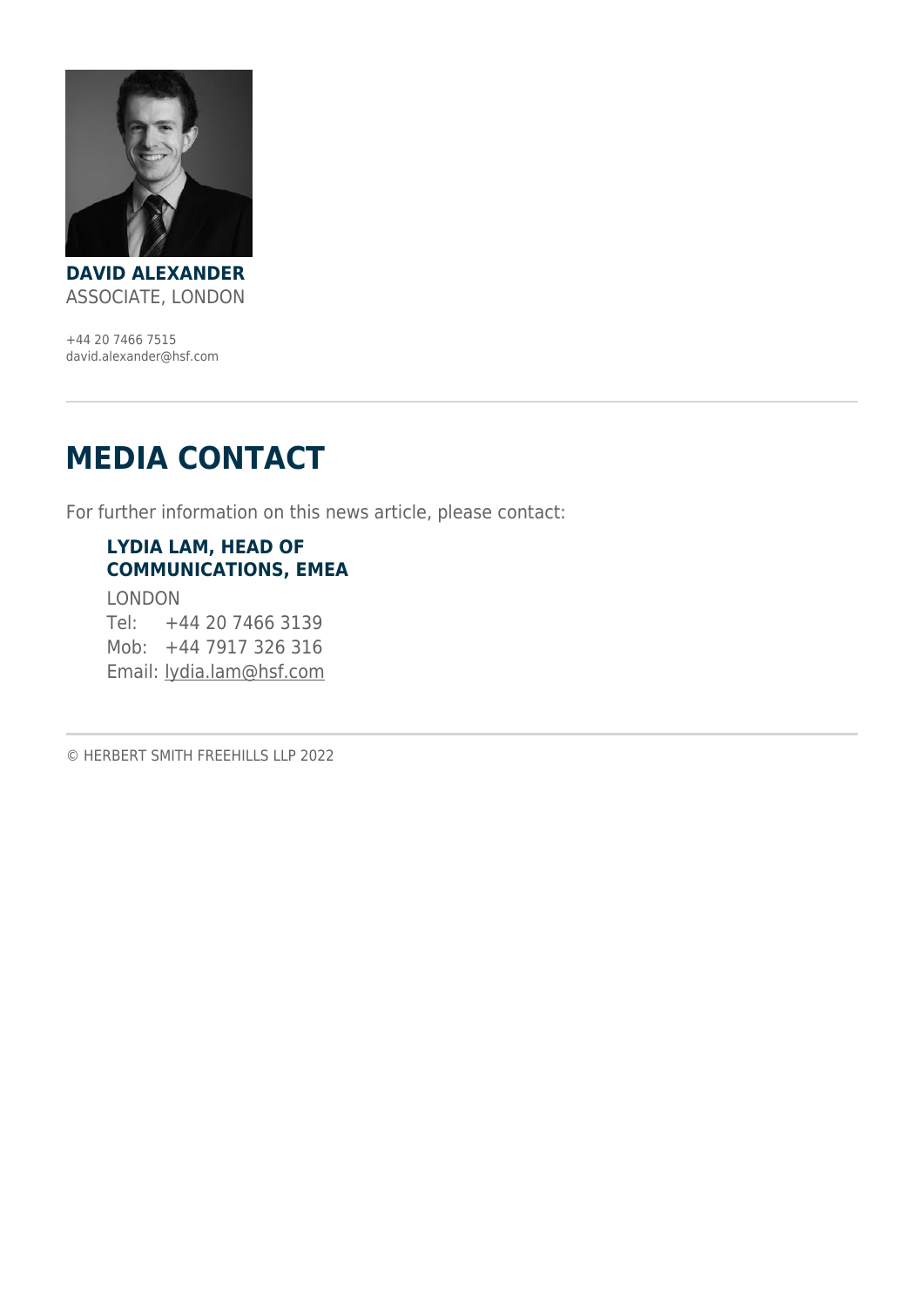**DAVID ALEXANDER**
ASSOCIATE, LONDON

+44 20 7466 7515
david.alexander@hsf.com

---

## MEDIA CONTACT

For further information on this news article, please contact:

**LYDIA LAM, HEAD OF COMMUNICATIONS, EMEA**

LONDON
Tel: +44 20 7466 3139
Mob: +44 7917 326 316
Email: lydia.lam@hsf.com

---

© HERBERT SMITH FREEHILLS LLP 2022